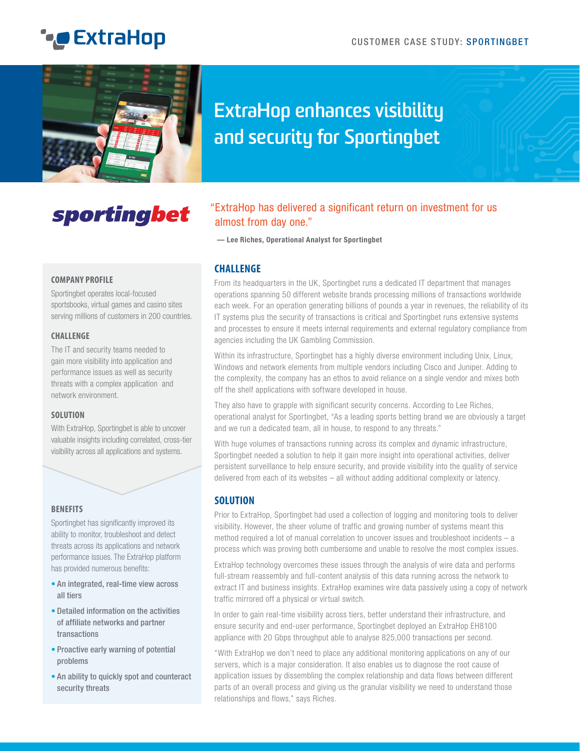CUSTOMER CASE STUDY: SPORTINGBET

# ExtraHop enhances visibility and security for Sportingbet

"ExtraHop has delivered a significant return on investment for us almost from day one."

**— Lee Riches, Operational Analyst for Sportingbet**

### COMPANY PROFILE

Sportingbet operates local-focused sportsbooks, virtual games and casino sites serving millions of customers in 200 countries.

### CHALLENGE

The IT and security teams needed to gain more visibility into application and performance issues as well as security threats with a complex application and network environment.

### SOLUTION

With ExtraHop, Sportingbet is able to uncover valuable insights including correlated, cross-tier visibility across all applications and systems.

### BENEFITS

Sportingbet has significantly improved its ability to monitor, troubleshoot and detect threats across its applications and network performance issues. The ExtraHop platform has provided numerous benefits:

- An integrated, real-time view across all tiers
- Detailed information on the activities of affiliate networks and partner transactions
- Proactive early warning of potential problems
- An ability to quickly spot and counteract security threats

## CHALLENGE

From its headquarters in the UK, Sportingbet runs a dedicated IT department that manages operations spanning 50 different website brands processing millions of transactions worldwide each week. For an operation generating billions of pounds a year in revenues, the reliability of its IT systems plus the security of transactions is critical and Sportingbet runs extensive systems and processes to ensure it meets internal requirements and external regulatory compliance from agencies including the UK Gambling Commission.

Within its infrastructure, Sportingbet has a highly diverse environment including Unix, Linux, Windows and network elements from multiple vendors including Cisco and Juniper. Adding to the complexity, the company has an ethos to avoid reliance on a single vendor and mixes both off the shelf applications with software developed in house.

They also have to grapple with significant security concerns. According to Lee Riches, operational analyst for Sportingbet, "As a leading sports betting brand we are obviously a target and we run a dedicated team, all in house, to respond to any threats."

With huge volumes of transactions running across its complex and dynamic infrastructure, Sportingbet needed a solution to help it gain more insight into operational activities, deliver persistent surveillance to help ensure security, and provide visibility into the quality of service delivered from each of its websites – all without adding additional complexity or latency.

## SOLUTION

Prior to ExtraHop, Sportingbet had used a collection of logging and monitoring tools to deliver visibility. However, the sheer volume of traffic and growing number of systems meant this method required a lot of manual correlation to uncover issues and troubleshoot incidents – a process which was proving both cumbersome and unable to resolve the most complex issues.

ExtraHop technology overcomes these issues through the analysis of wire data and performs full-stream reassembly and full-content analysis of this data running across the network to extract IT and business insights. ExtraHop examines wire data passively using a copy of network traffic mirrored off a physical or virtual switch.

In order to gain real-time visibility across tiers, better understand their infrastructure, and ensure security and end-user performance, Sportingbet deployed an ExtraHop EH8100 appliance with 20 Gbps throughput able to analyse 825,000 transactions per second.

"With ExtraHop we don't need to place any additional monitoring applications on any of our servers, which is a major consideration. It also enables us to diagnose the root cause of application issues by dissembling the complex relationship and data flows between different parts of an overall process and giving us the granular visibility we need to understand those relationships and flows," says Riches.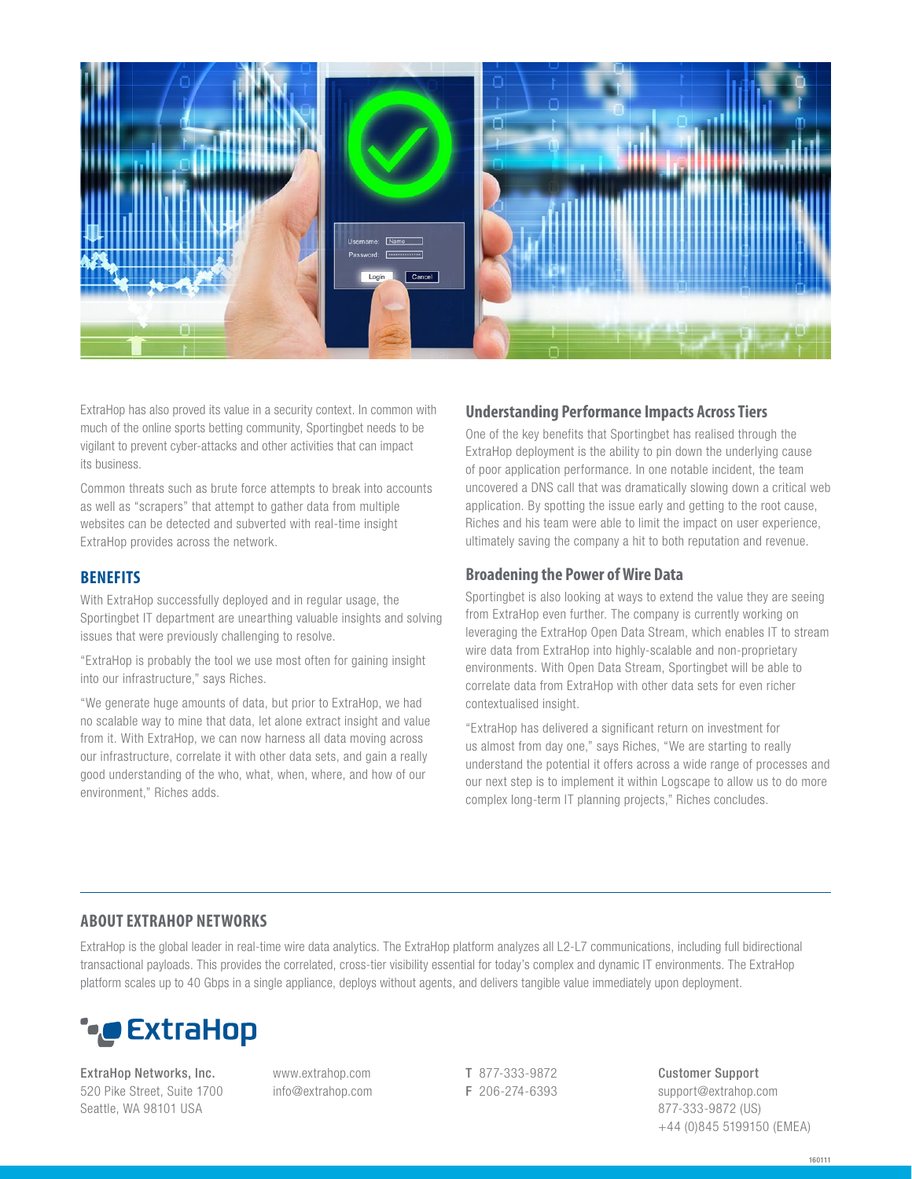ExtraHop has also proved its value in a security context. In common with much of the online sports betting community, Sportingbet needs to be vigilant to prevent cyber-attacks and other activities that can impact its business.

Common threats such as brute force attempts to break into accounts as well as "scrapers" that attempt to gather data from multiple websites can be detected and subverted with real-time insight ExtraHop provides across the network.

## BENEFITS

With ExtraHop successfully deployed and in regular usage, the Sportingbet IT department are unearthing valuable insights and solving issues that were previously challenging to resolve.

"ExtraHop is probably the tool we use most often for gaining insight into our infrastructure," says Riches.

"We generate huge amounts of data, but prior to ExtraHop, we had no scalable way to mine that data, let alone extract insight and value from it. With ExtraHop, we can now harness all data moving across our infrastructure, correlate it with other data sets, and gain a really good understanding of the who, what, when, where, and how of our environment," Riches adds.

### Understanding Performance Impacts Across Tiers

One of the key benefits that Sportingbet has realised through the ExtraHop deployment is the ability to pin down the underlying cause of poor application performance. In one notable incident, the team uncovered a DNS call that was dramatically slowing down a critical web application. By spotting the issue early and getting to the root cause, Riches and his team were able to limit the impact on user experience, ultimately saving the company a hit to both reputation and revenue.

### Broadening the Power of Wire Data

Sportingbet is also looking at ways to extend the value they are seeing from ExtraHop even further. The company is currently working on leveraging the ExtraHop Open Data Stream, which enables IT to stream wire data from ExtraHop into highly-scalable and non-proprietary environments. With Open Data Stream, Sportingbet will be able to correlate data from ExtraHop with other data sets for even richer contextualised insight.

"ExtraHop has delivered a significant return on investment for us almost from day one," says Riches, "We are starting to really understand the potential it offers across a wide range of processes and our next step is to implement it within Logscape to allow us to do more complex long-term IT planning projects," Riches concludes.

## ABOUT EXTRAHOP NETWORKS

ExtraHop is the global leader in real-time wire data analytics. The ExtraHop platform analyzes all L2-L7 communications, including full bidirectional transactional payloads. This provides the correlated, cross-tier visibility essential for today's complex and dynamic IT environments. The ExtraHop platform scales up to 40 Gbps in a single appliance, deploys without agents, and delivers tangible value immediately upon deployment.

ExtraHop

**ExtraHop Networks, Inc.**
520 Pike Street, Suite 1700
Seattle, WA 98101 USA

www.extrahop.com
info@extrahop.com

**T** 877-333-9872
**F** 206-274-6393

**Customer Support**
support@extrahop.com
877-333-9872 (US)
+44 (0)845 5199150 (EMEA)

160111